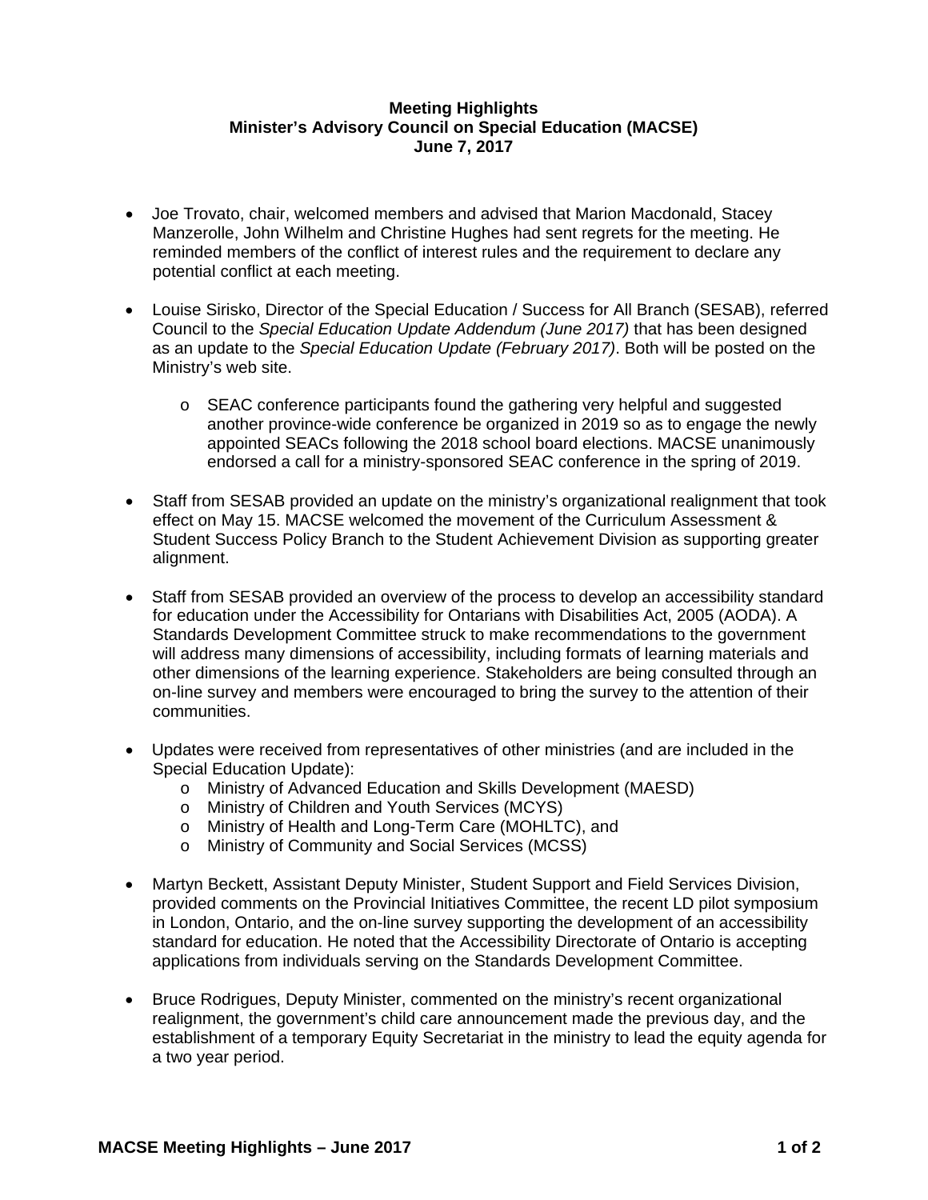**Meeting Highlights**
**Minister's Advisory Council on Special Education (MACSE)**
**June 7, 2017**

- Joe Trovato, chair, welcomed members and advised that Marion Macdonald, Stacey Manzerolle, John Wilhelm and Christine Hughes had sent regrets for the meeting. He reminded members of the conflict of interest rules and the requirement to declare any potential conflict at each meeting.

- Louise Sirisko, Director of the Special Education / Success for All Branch (SESAB), referred Council to the *Special Education Update Addendum (June 2017)* that has been designed as an update to the *Special Education Update (February 2017)*. Both will be posted on the Ministry's web site.
    - SEAC conference participants found the gathering very helpful and suggested another province-wide conference be organized in 2019 so as to engage the newly appointed SEACs following the 2018 school board elections. MACSE unanimously endorsed a call for a ministry-sponsored SEAC conference in the spring of 2019.

- Staff from SESAB provided an update on the ministry's organizational realignment that took effect on May 15. MACSE welcomed the movement of the Curriculum Assessment & Student Success Policy Branch to the Student Achievement Division as supporting greater alignment.

- Staff from SESAB provided an overview of the process to develop an accessibility standard for education under the Accessibility for Ontarians with Disabilities Act, 2005 (AODA). A Standards Development Committee struck to make recommendations to the government will address many dimensions of accessibility, including formats of learning materials and other dimensions of the learning experience. Stakeholders are being consulted through an on-line survey and members were encouraged to bring the survey to the attention of their communities.

- Updates were received from representatives of other ministries (and are included in the Special Education Update):
    - Ministry of Advanced Education and Skills Development (MAESD)
    - Ministry of Children and Youth Services (MCYS)
    - Ministry of Health and Long-Term Care (MOHLTC), and
    - Ministry of Community and Social Services (MCSS)

- Martyn Beckett, Assistant Deputy Minister, Student Support and Field Services Division, provided comments on the Provincial Initiatives Committee, the recent LD pilot symposium in London, Ontario, and the on-line survey supporting the development of an accessibility standard for education. He noted that the Accessibility Directorate of Ontario is accepting applications from individuals serving on the Standards Development Committee.

- Bruce Rodrigues, Deputy Minister, commented on the ministry's recent organizational realignment, the government's child care announcement made the previous day, and the establishment of a temporary Equity Secretariat in the ministry to lead the equity agenda for a two year period.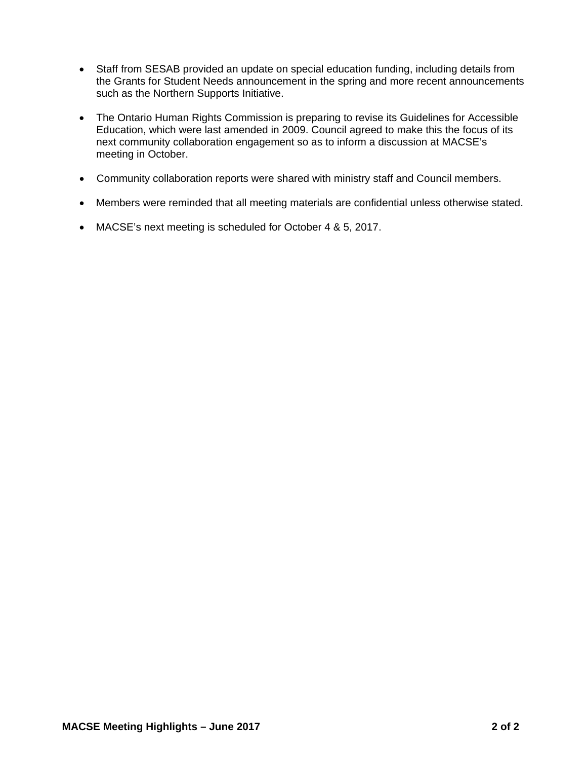- Staff from SESAB provided an update on special education funding, including details from the Grants for Student Needs announcement in the spring and more recent announcements such as the Northern Supports Initiative.

- The Ontario Human Rights Commission is preparing to revise its Guidelines for Accessible Education, which were last amended in 2009. Council agreed to make this the focus of its next community collaboration engagement so as to inform a discussion at MACSE's meeting in October.

- Community collaboration reports were shared with ministry staff and Council members.

- Members were reminded that all meeting materials are confidential unless otherwise stated.

- MACSE's next meeting is scheduled for October 4 & 5, 2017.